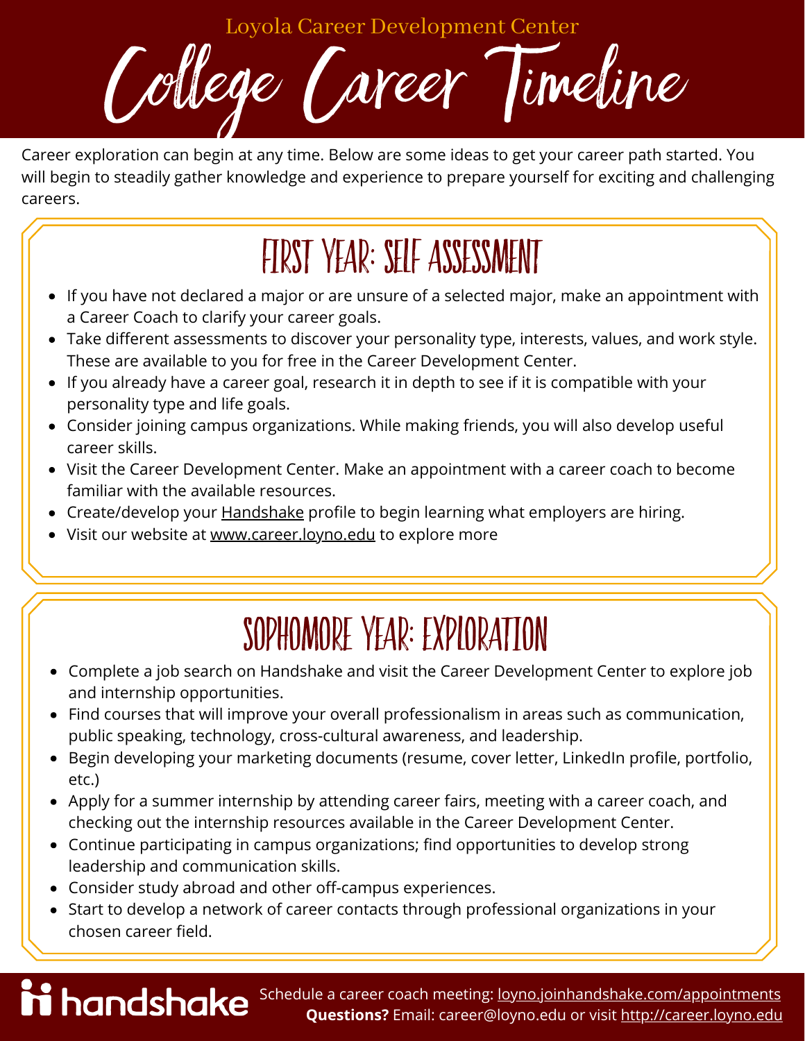Loyola Career Development Center

# College Career Timeline

Career exploration can begin at any time. Below are some ideas to get your career path started. You will begin to steadily gather knowledge and experience to prepare yourself for exciting and challenging careers.

## FIRST YEAR: SELF ASSESSMENT

- If you have not declared a major or are unsure of a selected major, make an appointment with a Career Coach to clarify your career goals.
- Take different assessments to discover your personality type, interests, values, and work style. These are available to you for free in the Career Development Center.
- If you already have a career goal, research it in depth to see if it is compatible with your personality type and life goals.
- Consider joining campus organizations. While making friends, you will also develop useful career skills.
- Visit the Career Development Center. Make an appointment with a career coach to become familiar with the available resources.
- Create/develop your Handshake profile to begin learning what employers are hiring.
- Visit our website at www.career.loyno.edu to explore more

## SOPHOMORE YEAR: EXPLORATION

- Complete a job search on Handshake and visit the Career Development Center to explore job and internship opportunities.
- Find courses that will improve your overall professionalism in areas such as communication, public speaking, technology, cross-cultural awareness, and leadership.
- Begin developing your marketing documents (resume, cover letter, LinkedIn profile, portfolio, etc.)
- Apply for a summer internship by attending career fairs, meeting with a career coach, and checking out the internship resources available in the Career Development Center.
- Continue participating in campus organizations; find opportunities to develop strong leadership and communication skills.
- Consider study abroad and other off-campus experiences.
- Start to develop a network of career contacts through professional organizations in your chosen career field.

handshake

Schedule a career coach meeting: loyno.joinhandshake.com/appointments
**Questions?** Email: career@loyno.edu or visit http://career.loyno.edu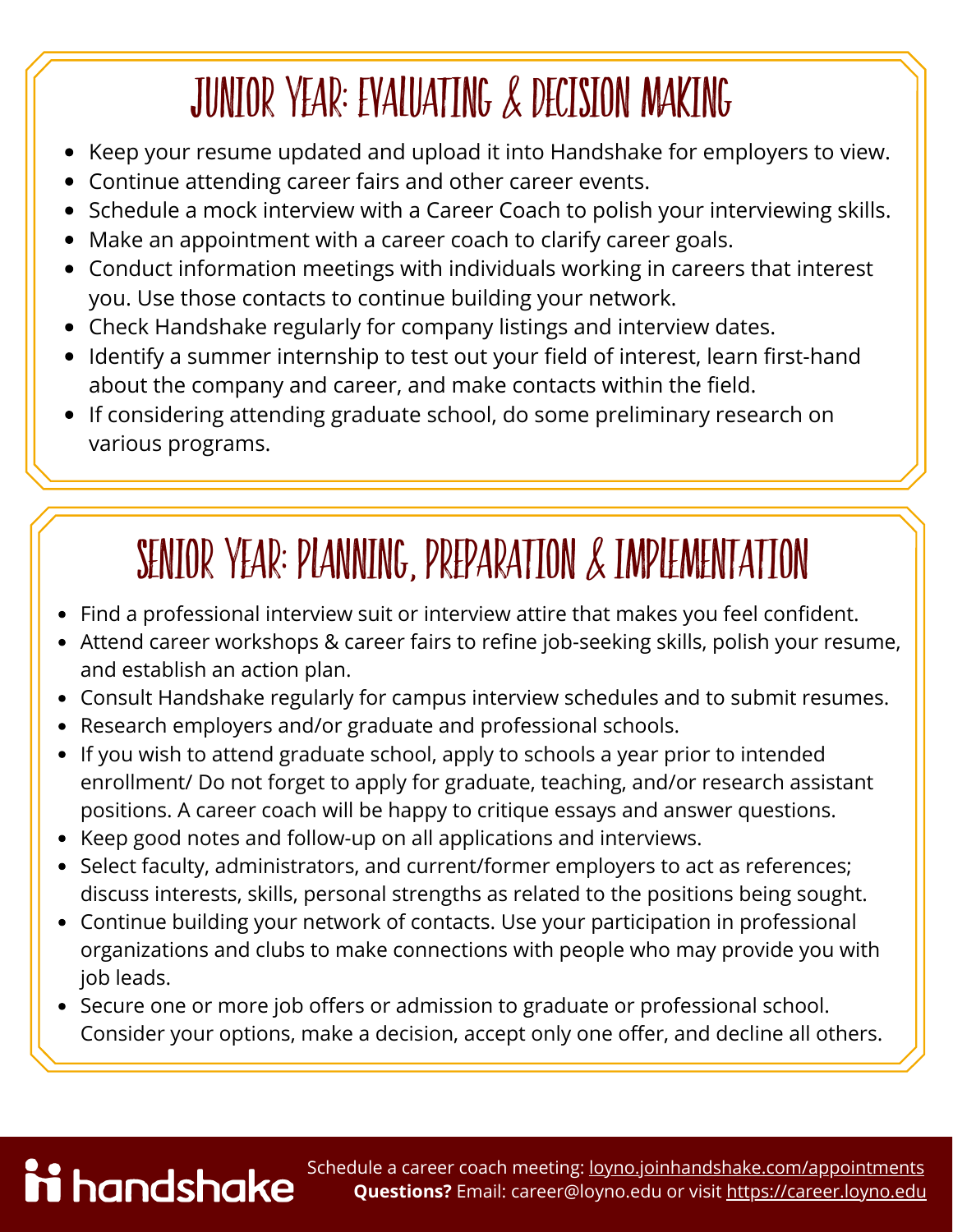## JUNIOR YEAR: EVALUATING & DECISION MAKING

- Keep your resume updated and upload it into Handshake for employers to view.
- Continue attending career fairs and other career events.
- Schedule a mock interview with a Career Coach to polish your interviewing skills.
- Make an appointment with a career coach to clarify career goals.
- Conduct information meetings with individuals working in careers that interest you. Use those contacts to continue building your network.
- Check Handshake regularly for company listings and interview dates.
- Identify a summer internship to test out your field of interest, learn first-hand about the company and career, and make contacts within the field.
- If considering attending graduate school, do some preliminary research on various programs.

## SENIOR YEAR: PLANNING, PREPARATION & IMPLEMENTATION

- Find a professional interview suit or interview attire that makes you feel confident.
- Attend career workshops & career fairs to refine job-seeking skills, polish your resume, and establish an action plan.
- Consult Handshake regularly for campus interview schedules and to submit resumes.
- Research employers and/or graduate and professional schools.
- If you wish to attend graduate school, apply to schools a year prior to intended enrollment/ Do not forget to apply for graduate, teaching, and/or research assistant positions. A career coach will be happy to critique essays and answer questions.
- Keep good notes and follow-up on all applications and interviews.
- Select faculty, administrators, and current/former employers to act as references; discuss interests, skills, personal strengths as related to the positions being sought.
- Continue building your network of contacts. Use your participation in professional organizations and clubs to make connections with people who may provide you with job leads.
- Secure one or more job offers or admission to graduate or professional school. Consider your options, make a decision, accept only one offer, and decline all others.

handshake

Schedule a career coach meeting: [loyno.joinhandshake.com/appointments](loyno.joinhandshake.com/appointments)
**Questions?** Email: career@loyno.edu or visit [https://career.loyno.edu](https://career.loyno.edu)